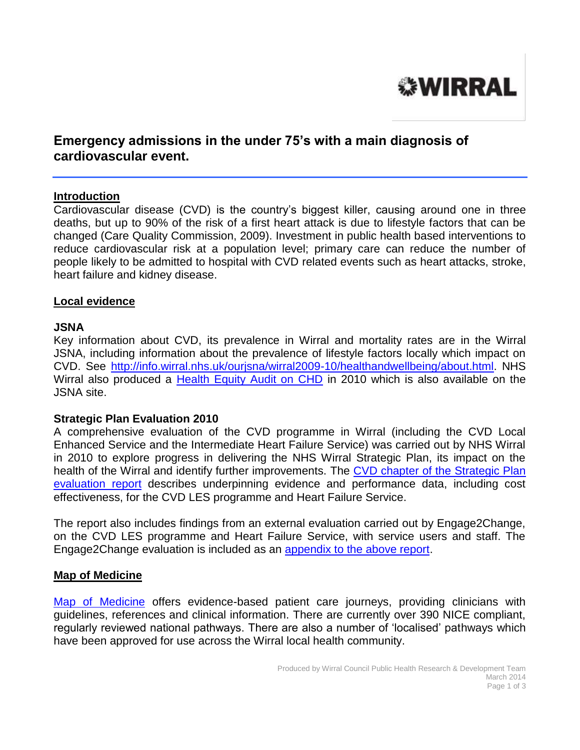# Emergency admissions in the under 75's with a main diagnosis of cardiovascular event.

## Introduction

Cardiovascular disease (CVD) is the country's biggest killer, causing around one in three deaths, but up to 90% of the risk of a first heart attack is due to lifestyle factors that can be changed (Care Quality Commission, 2009). Investment in public health based interventions to reduce cardiovascular risk at a population level; primary care can reduce the number of people likely to be admitted to hospital with CVD related events such as heart attacks, stroke, heart failure and kidney disease.

## Local evidence

### JSNA

Key information about CVD, its prevalence in Wirral and mortality rates are in the Wirral JSNA, including information about the prevalence of lifestyle factors locally which impact on CVD. See http://info.wirral.nhs.uk/ourjsna/wirral2009-10/healthandwellbeing/about.html. NHS Wirral also produced a Health Equity Audit on CHD in 2010 which is also available on the JSNA site.

### Strategic Plan Evaluation 2010

A comprehensive evaluation of the CVD programme in Wirral (including the CVD Local Enhanced Service and the Intermediate Heart Failure Service) was carried out by NHS Wirral in 2010 to explore progress in delivering the NHS Wirral Strategic Plan, its impact on the health of the Wirral and identify further improvements. The CVD chapter of the Strategic Plan evaluation report describes underpinning evidence and performance data, including cost effectiveness, for the CVD LES programme and Heart Failure Service.

The report also includes findings from an external evaluation carried out by Engage2Change, on the CVD LES programme and Heart Failure Service, with service users and staff. The Engage2Change evaluation is included as an appendix to the above report.

## Map of Medicine

Map of Medicine offers evidence-based patient care journeys, providing clinicians with guidelines, references and clinical information. There are currently over 390 NICE compliant, regularly reviewed national pathways. There are also a number of 'localised' pathways which have been approved for use across the Wirral local health community.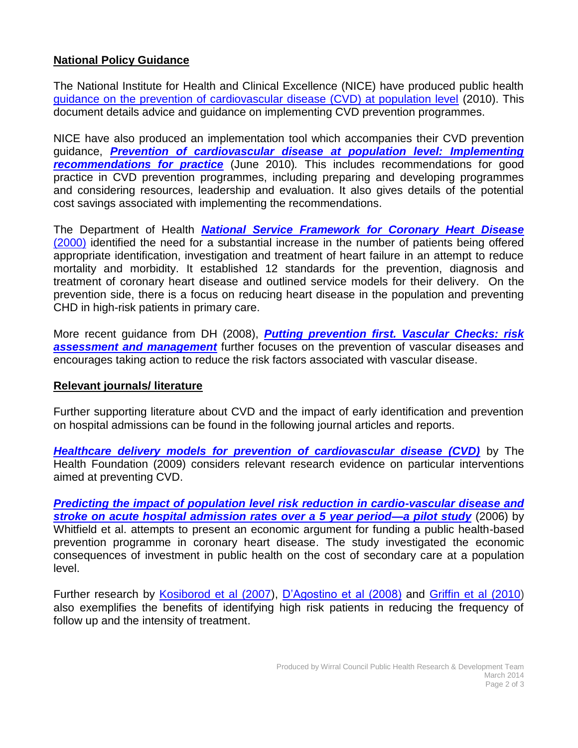## National Policy Guidance

The National Institute for Health and Clinical Excellence (NICE) have produced public health guidance on the prevention of cardiovascular disease (CVD) at population level (2010). This document details advice and guidance on implementing CVD prevention programmes.

NICE have also produced an implementation tool which accompanies their CVD prevention guidance, ***Prevention of cardiovascular disease at population level: Implementing recommendations for practice*** (June 2010)*.* This includes recommendations for good practice in CVD prevention programmes, including preparing and developing programmes and considering resources, leadership and evaluation. It also gives details of the potential cost savings associated with implementing the recommendations.

The Department of Health ***National Service Framework for Coronary Heart Disease*** (2000) identified the need for a substantial increase in the number of patients being offered appropriate identification, investigation and treatment of heart failure in an attempt to reduce mortality and morbidity. It established 12 standards for the prevention, diagnosis and treatment of coronary heart disease and outlined service models for their delivery. On the prevention side, there is a focus on reducing heart disease in the population and preventing CHD in high-risk patients in primary care.

More recent guidance from DH (2008), ***Putting prevention first. Vascular Checks: risk assessment and management*** further focuses on the prevention of vascular diseases and encourages taking action to reduce the risk factors associated with vascular disease.

## Relevant journals/ literature

Further supporting literature about CVD and the impact of early identification and prevention on hospital admissions can be found in the following journal articles and reports.

***Healthcare delivery models for prevention of cardiovascular disease (CVD)*** by The Health Foundation (2009) considers relevant research evidence on particular interventions aimed at preventing CVD.

***Predicting the impact of population level risk reduction in cardio-vascular disease and stroke on acute hospital admission rates over a 5 year period—a pilot study*** (2006) by Whitfield et al. attempts to present an economic argument for funding a public health-based prevention programme in coronary heart disease. The study investigated the economic consequences of investment in public health on the cost of secondary care at a population level.

Further research by Kosiborod et al (2007), D'Agostino et al (2008) and Griffin et al (2010) also exemplifies the benefits of identifying high risk patients in reducing the frequency of follow up and the intensity of treatment.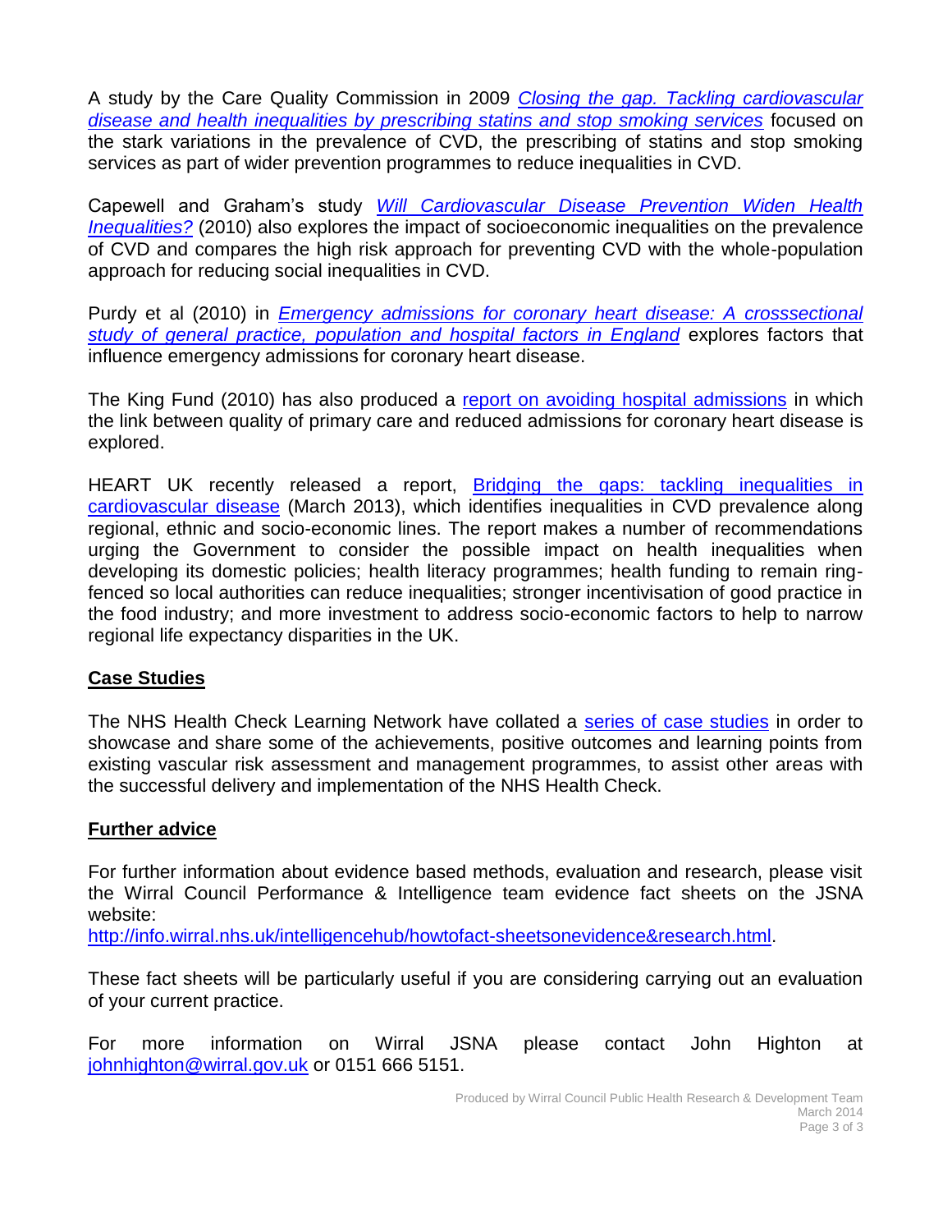A study by the Care Quality Commission in 2009 *Closing the gap. Tackling cardiovascular disease and health inequalities by prescribing statins and stop smoking services* focused on the stark variations in the prevalence of CVD, the prescribing of statins and stop smoking services as part of wider prevention programmes to reduce inequalities in CVD.

Capewell and Graham's study *Will Cardiovascular Disease Prevention Widen Health Inequalities?* (2010) also explores the impact of socioeconomic inequalities on the prevalence of CVD and compares the high risk approach for preventing CVD with the whole-population approach for reducing social inequalities in CVD.

Purdy et al (2010) in *Emergency admissions for coronary heart disease: A crosssectional study of general practice, population and hospital factors in England* explores factors that influence emergency admissions for coronary heart disease.

The King Fund (2010) has also produced a report on avoiding hospital admissions in which the link between quality of primary care and reduced admissions for coronary heart disease is explored.

HEART UK recently released a report, Bridging the gaps: tackling inequalities in cardiovascular disease (March 2013), which identifies inequalities in CVD prevalence along regional, ethnic and socio-economic lines. The report makes a number of recommendations urging the Government to consider the possible impact on health inequalities when developing its domestic policies; health literacy programmes; health funding to remain ring-fenced so local authorities can reduce inequalities; stronger incentivisation of good practice in the food industry; and more investment to address socio-economic factors to help to narrow regional life expectancy disparities in the UK.

## Case Studies

The NHS Health Check Learning Network have collated a series of case studies in order to showcase and share some of the achievements, positive outcomes and learning points from existing vascular risk assessment and management programmes, to assist other areas with the successful delivery and implementation of the NHS Health Check.

## Further advice

For further information about evidence based methods, evaluation and research, please visit the Wirral Council Performance & Intelligence team evidence fact sheets on the JSNA website:
http://info.wirral.nhs.uk/intelligencehub/howtofact-sheetsonevidence&research.html.

These fact sheets will be particularly useful if you are considering carrying out an evaluation of your current practice.

For more information on Wirral JSNA please contact John Highton at johnhighton@wirral.gov.uk or 0151 666 5151.

Produced by Wirral Council Public Health Research & Development Team
March 2014